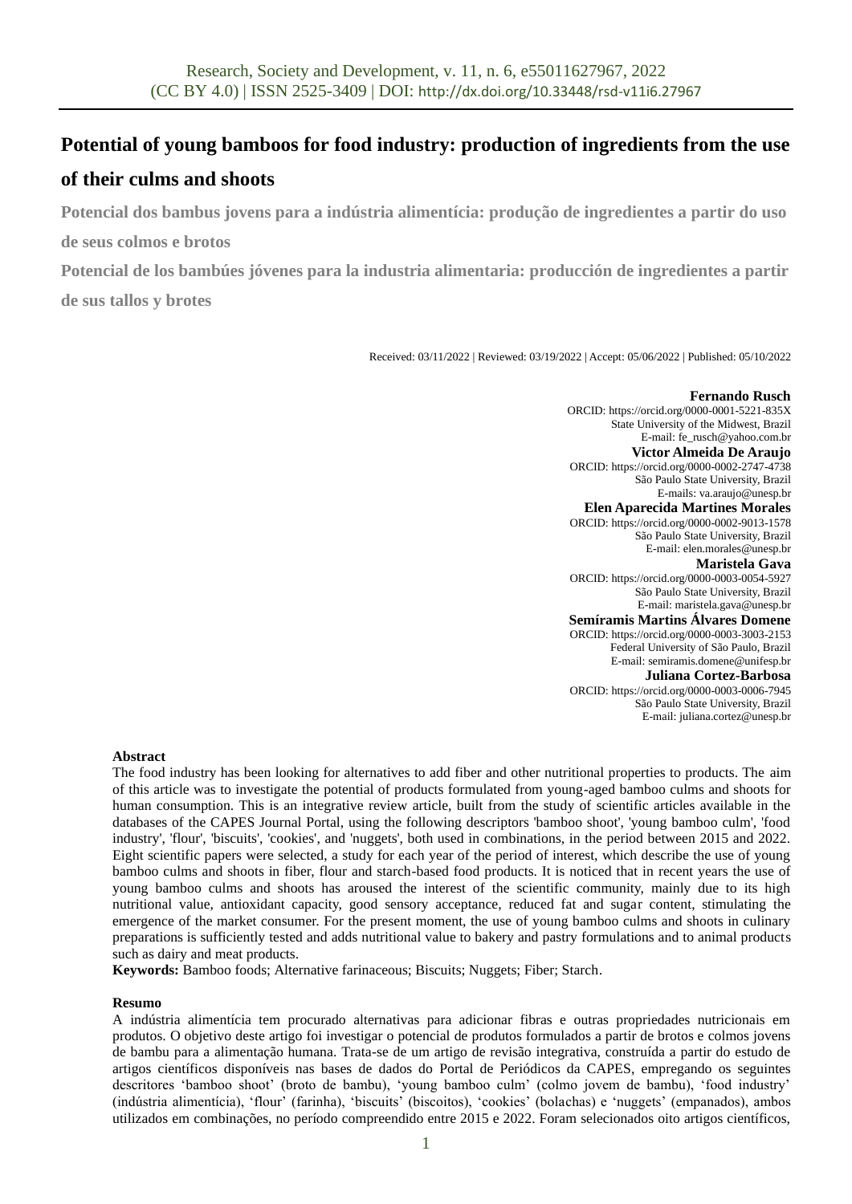# Potential of young bamboos for food industry: production of ingredients from the use of their culms and shoots

**Potencial dos bambus jovens para a indústria alimentícia: produção de ingredientes a partir do uso de seus colmos e brotos**

**Potencial de los bambúes jóvenes para la industria alimentaria: producción de ingredientes a partir de sus tallos y brotes**

Received: 03/11/2022 | Reviewed: 03/19/2022 | Accept: 05/06/2022 | Published: 05/10/2022

**Fernando Rusch**
ORCID: https://orcid.org/0000-0001-5221-835X
State University of the Midwest, Brazil
E-mail: fe_rusch@yahoo.com.br

**Victor Almeida De Araujo**
ORCID: https://orcid.org/0000-0002-2747-4738
São Paulo State University, Brazil
E-mails: va.araujo@unesp.br

**Elen Aparecida Martines Morales**
ORCID: https://orcid.org/0000-0002-9013-1578
São Paulo State University, Brazil
E-mail: elen.morales@unesp.br

**Maristela Gava**
ORCID: https://orcid.org/0000-0003-0054-5927
São Paulo State University, Brazil
E-mail: maristela.gava@unesp.br

**Semíramis Martins Álvares Domene**
ORCID: https://orcid.org/0000-0003-3003-2153
Federal University of São Paulo, Brazil
E-mail: semiramis.domene@unifesp.br

**Juliana Cortez-Barbosa**
ORCID: https://orcid.org/0000-0003-0006-7945
São Paulo State University, Brazil
E-mail: juliana.cortez@unesp.br

**Abstract**

The food industry has been looking for alternatives to add fiber and other nutritional properties to products. The aim of this article was to investigate the potential of products formulated from young-aged bamboo culms and shoots for human consumption. This is an integrative review article, built from the study of scientific articles available in the databases of the CAPES Journal Portal, using the following descriptors 'bamboo shoot', 'young bamboo culm', 'food industry', 'flour', 'biscuits', 'cookies', and 'nuggets', both used in combinations, in the period between 2015 and 2022. Eight scientific papers were selected, a study for each year of the period of interest, which describe the use of young bamboo culms and shoots in fiber, flour and starch-based food products. It is noticed that in recent years the use of young bamboo culms and shoots has aroused the interest of the scientific community, mainly due to its high nutritional value, antioxidant capacity, good sensory acceptance, reduced fat and sugar content, stimulating the emergence of the market consumer. For the present moment, the use of young bamboo culms and shoots in culinary preparations is sufficiently tested and adds nutritional value to bakery and pastry formulations and to animal products such as dairy and meat products.

**Keywords:** Bamboo foods; Alternative farinaceous; Biscuits; Nuggets; Fiber; Starch.

**Resumo**

A indústria alimentícia tem procurado alternativas para adicionar fibras e outras propriedades nutricionais em produtos. O objetivo deste artigo foi investigar o potencial de produtos formulados a partir de brotos e colmos jovens de bambu para a alimentação humana. Trata-se de um artigo de revisão integrativa, construída a partir do estudo de artigos científicos disponíveis nas bases de dados do Portal de Periódicos da CAPES, empregando os seguintes descritores 'bamboo shoot' (broto de bambu), 'young bamboo culm' (colmo jovem de bambu), 'food industry' (indústria alimentícia), 'flour' (farinha), 'biscuits' (biscoitos), 'cookies' (bolachas) e 'nuggets' (empanados), ambos utilizados em combinações, no período compreendido entre 2015 e 2022. Foram selecionados oito artigos científicos,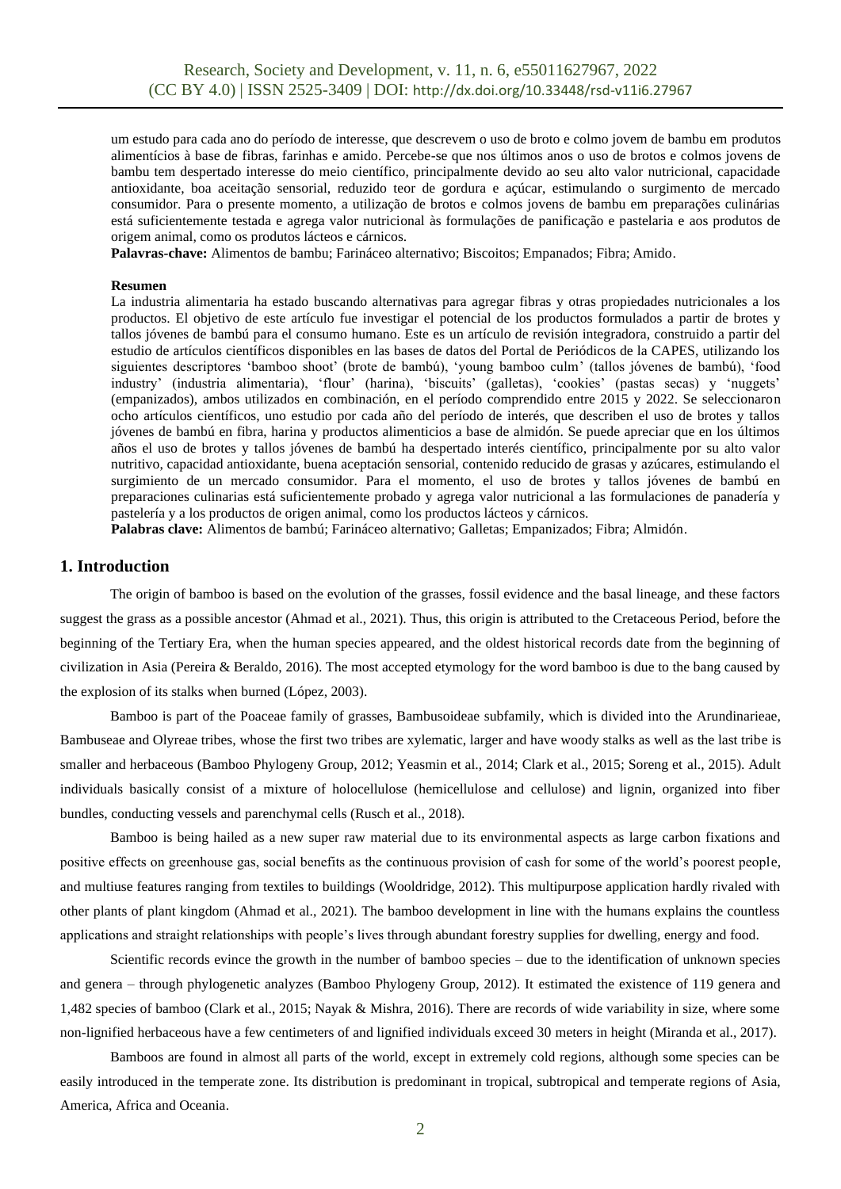um estudo para cada ano do período de interesse, que descrevem o uso de broto e colmo jovem de bambu em produtos alimentícios à base de fibras, farinhas e amido. Percebe-se que nos últimos anos o uso de brotos e colmos jovens de bambu tem despertado interesse do meio científico, principalmente devido ao seu alto valor nutricional, capacidade antioxidante, boa aceitação sensorial, reduzido teor de gordura e açúcar, estimulando o surgimento de mercado consumidor. Para o presente momento, a utilização de brotos e colmos jovens de bambu em preparações culinárias está suficientemente testada e agrega valor nutricional às formulações de panificação e pastelaria e aos produtos de origem animal, como os produtos lácteos e cárnicos.

**Palavras-chave:** Alimentos de bambu; Farináceo alternativo; Biscoitos; Empanados; Fibra; Amido.

**Resumen**

La industria alimentaria ha estado buscando alternativas para agregar fibras y otras propiedades nutricionales a los productos. El objetivo de este artículo fue investigar el potencial de los productos formulados a partir de brotes y tallos jóvenes de bambú para el consumo humano. Este es un artículo de revisión integradora, construido a partir del estudio de artículos científicos disponibles en las bases de datos del Portal de Periódicos de la CAPES, utilizando los siguientes descriptores 'bamboo shoot' (brote de bambú), 'young bamboo culm' (tallos jóvenes de bambú), 'food industry' (industria alimentaria), 'flour' (harina), 'biscuits' (galletas), 'cookies' (pastas secas) y 'nuggets' (empanizados), ambos utilizados en combinación, en el período comprendido entre 2015 y 2022. Se seleccionaron ocho artículos científicos, uno estudio por cada año del período de interés, que describen el uso de brotes y tallos jóvenes de bambú en fibra, harina y productos alimenticios a base de almidón. Se puede apreciar que en los últimos años el uso de brotes y tallos jóvenes de bambú ha despertado interés científico, principalmente por su alto valor nutritivo, capacidad antioxidante, buena aceptación sensorial, contenido reducido de grasas y azúcares, estimulando el surgimiento de un mercado consumidor. Para el momento, el uso de brotes y tallos jóvenes de bambú en preparaciones culinarias está suficientemente probado y agrega valor nutricional a las formulaciones de panadería y pastelería y a los productos de origen animal, como los productos lácteos y cárnicos.

**Palabras clave:** Alimentos de bambú; Farináceo alternativo; Galletas; Empanizados; Fibra; Almidón.

## 1. Introduction

The origin of bamboo is based on the evolution of the grasses, fossil evidence and the basal lineage, and these factors suggest the grass as a possible ancestor (Ahmad et al., 2021). Thus, this origin is attributed to the Cretaceous Period, before the beginning of the Tertiary Era, when the human species appeared, and the oldest historical records date from the beginning of civilization in Asia (Pereira & Beraldo, 2016). The most accepted etymology for the word bamboo is due to the bang caused by the explosion of its stalks when burned (López, 2003).

Bamboo is part of the Poaceae family of grasses, Bambusoideae subfamily, which is divided into the Arundinarieae, Bambuseae and Olyreae tribes, whose the first two tribes are xylematic, larger and have woody stalks as well as the last tribe is smaller and herbaceous (Bamboo Phylogeny Group, 2012; Yeasmin et al., 2014; Clark et al., 2015; Soreng et al., 2015). Adult individuals basically consist of a mixture of holocellulose (hemicellulose and cellulose) and lignin, organized into fiber bundles, conducting vessels and parenchymal cells (Rusch et al., 2018).

Bamboo is being hailed as a new super raw material due to its environmental aspects as large carbon fixations and positive effects on greenhouse gas, social benefits as the continuous provision of cash for some of the world's poorest people, and multiuse features ranging from textiles to buildings (Wooldridge, 2012). This multipurpose application hardly rivaled with other plants of plant kingdom (Ahmad et al., 2021). The bamboo development in line with the humans explains the countless applications and straight relationships with people's lives through abundant forestry supplies for dwelling, energy and food.

Scientific records evince the growth in the number of bamboo species – due to the identification of unknown species and genera – through phylogenetic analyzes (Bamboo Phylogeny Group, 2012). It estimated the existence of 119 genera and 1,482 species of bamboo (Clark et al., 2015; Nayak & Mishra, 2016). There are records of wide variability in size, where some non-lignified herbaceous have a few centimeters of and lignified individuals exceed 30 meters in height (Miranda et al., 2017).

Bamboos are found in almost all parts of the world, except in extremely cold regions, although some species can be easily introduced in the temperate zone. Its distribution is predominant in tropical, subtropical and temperate regions of Asia, America, Africa and Oceania.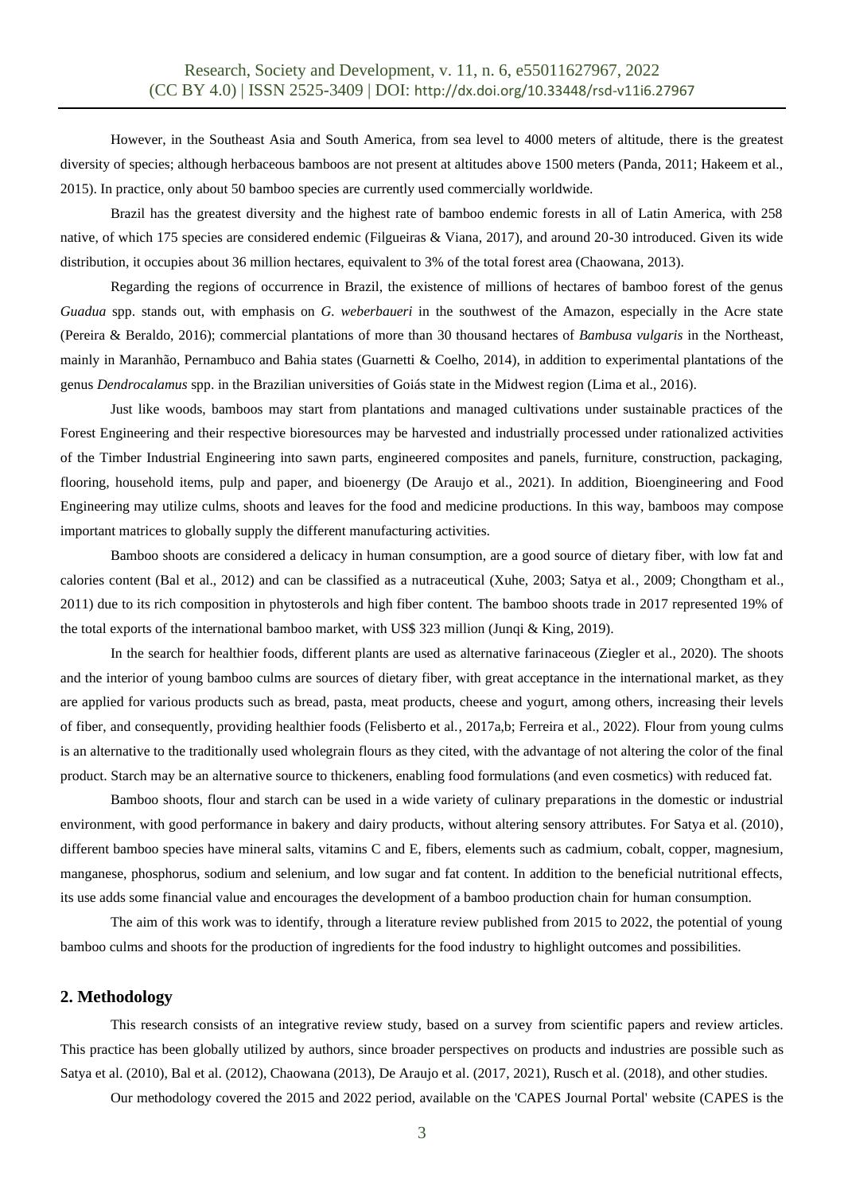However, in the Southeast Asia and South America, from sea level to 4000 meters of altitude, there is the greatest diversity of species; although herbaceous bamboos are not present at altitudes above 1500 meters (Panda, 2011; Hakeem et al., 2015). In practice, only about 50 bamboo species are currently used commercially worldwide.

Brazil has the greatest diversity and the highest rate of bamboo endemic forests in all of Latin America, with 258 native, of which 175 species are considered endemic (Filgueiras & Viana, 2017), and around 20-30 introduced. Given its wide distribution, it occupies about 36 million hectares, equivalent to 3% of the total forest area (Chaowana, 2013).

Regarding the regions of occurrence in Brazil, the existence of millions of hectares of bamboo forest of the genus *Guadua* spp. stands out, with emphasis on *G. weberbaueri* in the southwest of the Amazon, especially in the Acre state (Pereira & Beraldo, 2016); commercial plantations of more than 30 thousand hectares of *Bambusa vulgaris* in the Northeast, mainly in Maranhão, Pernambuco and Bahia states (Guarnetti & Coelho, 2014), in addition to experimental plantations of the genus *Dendrocalamus* spp. in the Brazilian universities of Goiás state in the Midwest region (Lima et al., 2016).

Just like woods, bamboos may start from plantations and managed cultivations under sustainable practices of the Forest Engineering and their respective bioresources may be harvested and industrially processed under rationalized activities of the Timber Industrial Engineering into sawn parts, engineered composites and panels, furniture, construction, packaging, flooring, household items, pulp and paper, and bioenergy (De Araujo et al., 2021). In addition, Bioengineering and Food Engineering may utilize culms, shoots and leaves for the food and medicine productions. In this way, bamboos may compose important matrices to globally supply the different manufacturing activities.

Bamboo shoots are considered a delicacy in human consumption, are a good source of dietary fiber, with low fat and calories content (Bal et al., 2012) and can be classified as a nutraceutical (Xuhe, 2003; Satya et al., 2009; Chongtham et al., 2011) due to its rich composition in phytosterols and high fiber content. The bamboo shoots trade in 2017 represented 19% of the total exports of the international bamboo market, with US$ 323 million (Junqi & King, 2019).

In the search for healthier foods, different plants are used as alternative farinaceous (Ziegler et al., 2020). The shoots and the interior of young bamboo culms are sources of dietary fiber, with great acceptance in the international market, as they are applied for various products such as bread, pasta, meat products, cheese and yogurt, among others, increasing their levels of fiber, and consequently, providing healthier foods (Felisberto et al., 2017a,b; Ferreira et al., 2022). Flour from young culms is an alternative to the traditionally used wholegrain flours as they cited, with the advantage of not altering the color of the final product. Starch may be an alternative source to thickeners, enabling food formulations (and even cosmetics) with reduced fat.

Bamboo shoots, flour and starch can be used in a wide variety of culinary preparations in the domestic or industrial environment, with good performance in bakery and dairy products, without altering sensory attributes. For Satya et al. (2010), different bamboo species have mineral salts, vitamins C and E, fibers, elements such as cadmium, cobalt, copper, magnesium, manganese, phosphorus, sodium and selenium, and low sugar and fat content. In addition to the beneficial nutritional effects, its use adds some financial value and encourages the development of a bamboo production chain for human consumption.

The aim of this work was to identify, through a literature review published from 2015 to 2022, the potential of young bamboo culms and shoots for the production of ingredients for the food industry to highlight outcomes and possibilities.

## 2. Methodology

This research consists of an integrative review study, based on a survey from scientific papers and review articles. This practice has been globally utilized by authors, since broader perspectives on products and industries are possible such as Satya et al. (2010), Bal et al. (2012), Chaowana (2013), De Araujo et al. (2017, 2021), Rusch et al. (2018), and other studies.

Our methodology covered the 2015 and 2022 period, available on the 'CAPES Journal Portal' website (CAPES is the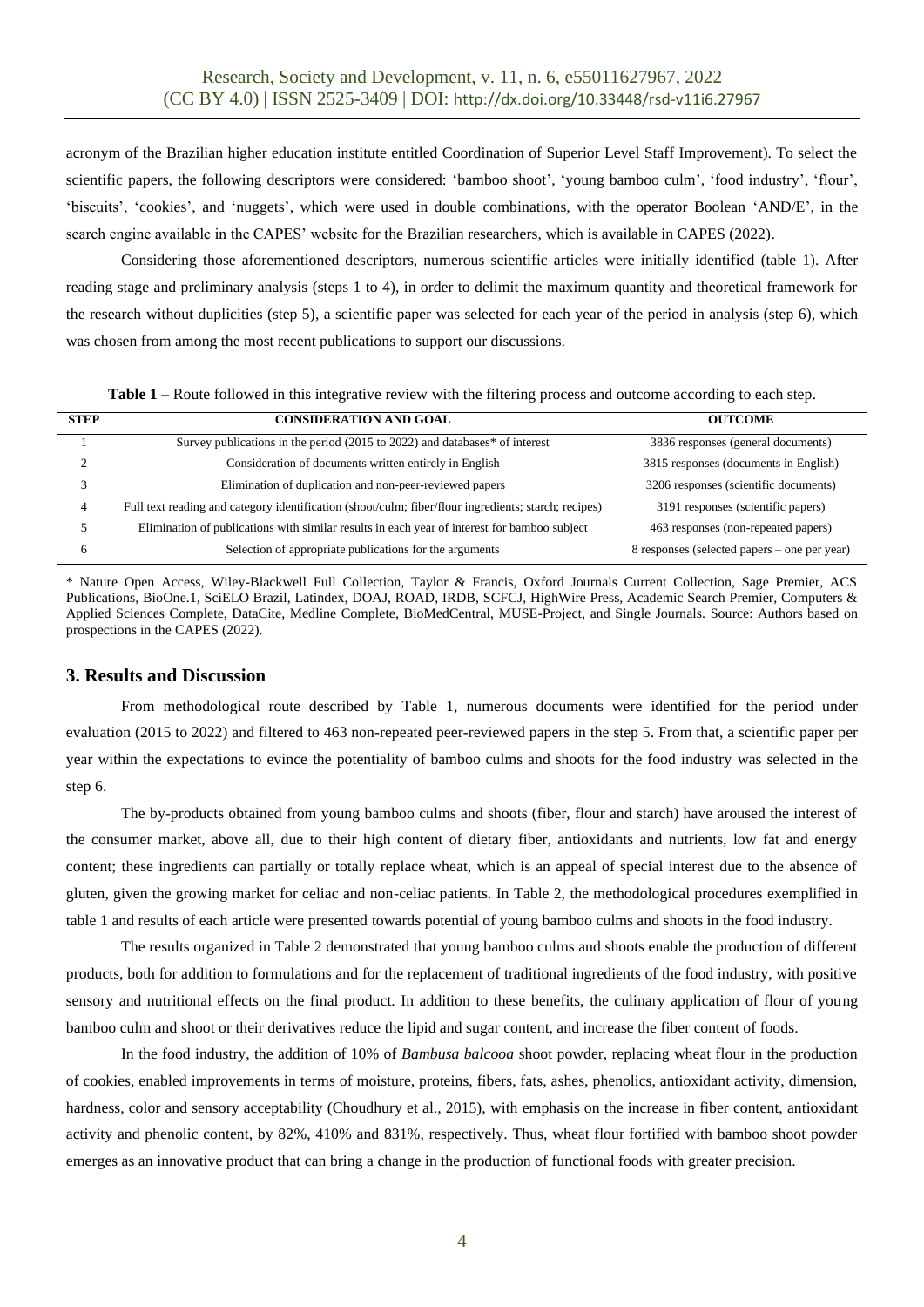acronym of the Brazilian higher education institute entitled Coordination of Superior Level Staff Improvement). To select the scientific papers, the following descriptors were considered: 'bamboo shoot', 'young bamboo culm', 'food industry', 'flour', 'biscuits', 'cookies', and 'nuggets', which were used in double combinations, with the operator Boolean 'AND/E', in the search engine available in the CAPES' website for the Brazilian researchers, which is available in CAPES (2022).

Considering those aforementioned descriptors, numerous scientific articles were initially identified (table 1). After reading stage and preliminary analysis (steps 1 to 4), in order to delimit the maximum quantity and theoretical framework for the research without duplicities (step 5), a scientific paper was selected for each year of the period in analysis (step 6), which was chosen from among the most recent publications to support our discussions.

**Table 1 –** Route followed in this integrative review with the filtering process and outcome according to each step.

| STEP | CONSIDERATION AND GOAL | OUTCOME |
|---|---|---|
| 1 | Survey publications in the period (2015 to 2022) and databases* of interest | 3836 responses (general documents) |
| 2 | Consideration of documents written entirely in English | 3815 responses (documents in English) |
| 3 | Elimination of duplication and non-peer-reviewed papers | 3206 responses (scientific documents) |
| 4 | Full text reading and category identification (shoot/culm; fiber/flour ingredients; starch; recipes) | 3191 responses (scientific papers) |
| 5 | Elimination of publications with similar results in each year of interest for bamboo subject | 463 responses (non-repeated papers) |
| 6 | Selection of appropriate publications for the arguments | 8 responses (selected papers – one per year) |

\* Nature Open Access, Wiley-Blackwell Full Collection, Taylor & Francis, Oxford Journals Current Collection, Sage Premier, ACS Publications, BioOne.1, SciELO Brazil, Latindex, DOAJ, ROAD, IRDB, SCFCJ, HighWire Press, Academic Search Premier, Computers & Applied Sciences Complete, DataCite, Medline Complete, BioMedCentral, MUSE-Project, and Single Journals. Source: Authors based on prospections in the CAPES (2022).

## 3. Results and Discussion

From methodological route described by Table 1, numerous documents were identified for the period under evaluation (2015 to 2022) and filtered to 463 non-repeated peer-reviewed papers in the step 5. From that, a scientific paper per year within the expectations to evince the potentiality of bamboo culms and shoots for the food industry was selected in the step 6.

The by-products obtained from young bamboo culms and shoots (fiber, flour and starch) have aroused the interest of the consumer market, above all, due to their high content of dietary fiber, antioxidants and nutrients, low fat and energy content; these ingredients can partially or totally replace wheat, which is an appeal of special interest due to the absence of gluten, given the growing market for celiac and non-celiac patients. In Table 2, the methodological procedures exemplified in table 1 and results of each article were presented towards potential of young bamboo culms and shoots in the food industry.

The results organized in Table 2 demonstrated that young bamboo culms and shoots enable the production of different products, both for addition to formulations and for the replacement of traditional ingredients of the food industry, with positive sensory and nutritional effects on the final product. In addition to these benefits, the culinary application of flour of young bamboo culm and shoot or their derivatives reduce the lipid and sugar content, and increase the fiber content of foods.

In the food industry, the addition of 10% of *Bambusa balcooa* shoot powder, replacing wheat flour in the production of cookies, enabled improvements in terms of moisture, proteins, fibers, fats, ashes, phenolics, antioxidant activity, dimension, hardness, color and sensory acceptability (Choudhury et al., 2015), with emphasis on the increase in fiber content, antioxidant activity and phenolic content, by 82%, 410% and 831%, respectively. Thus, wheat flour fortified with bamboo shoot powder emerges as an innovative product that can bring a change in the production of functional foods with greater precision.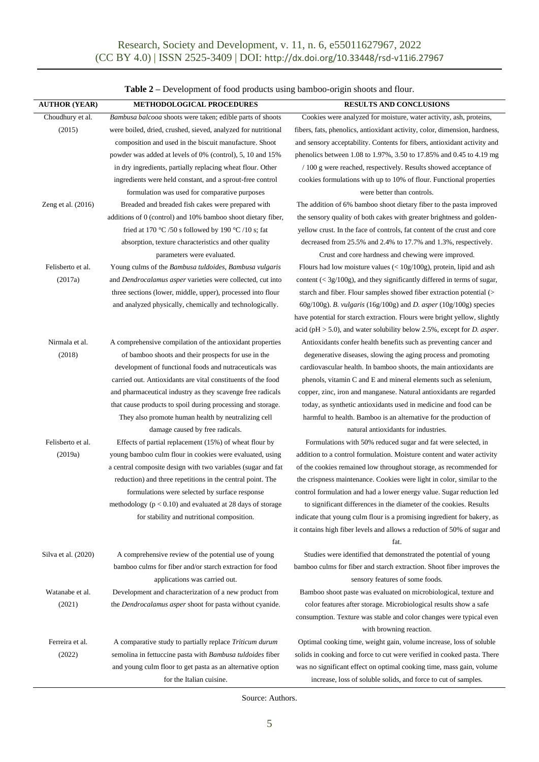**Table 2** – Development of food products using bamboo-origin shoots and flour.

| AUTHOR (YEAR) | METHODOLOGICAL PROCEDURES | RESULTS AND CONCLUSIONS |
|---|---|---|
| Choudhury et al. (2015) | *Bambusa balcooa* shoots were taken; edible parts of shoots were boiled, dried, crushed, sieved, analyzed for nutritional composition and used in the biscuit manufacture. Shoot powder was added at levels of 0% (control), 5, 10 and 15% in dry ingredients, partially replacing wheat flour. Other ingredients were held constant, and a sprout-free control formulation was used for comparative purposes | Cookies were analyzed for moisture, water activity, ash, proteins, fibers, fats, phenolics, antioxidant activity, color, dimension, hardness, and sensory acceptability. Contents for fibers, antioxidant activity and phenolics between 1.08 to 1.97%, 3.50 to 17.85% and 0.45 to 4.19 mg / 100 g were reached, respectively. Results showed acceptance of cookies formulations with up to 10% of flour. Functional properties were better than controls. |
| Zeng et al. (2016) | Breaded and breaded fish cakes were prepared with additions of 0 (control) and 10% bamboo shoot dietary fiber, fried at 170 °C /50 s followed by 190 °C /10 s; fat absorption, texture characteristics and other quality parameters were evaluated. | The addition of 6% bamboo shoot dietary fiber to the pasta improved the sensory quality of both cakes with greater brightness and golden-yellow crust. In the face of controls, fat content of the crust and core decreased from 25.5% and 2.4% to 17.7% and 1.3%, respectively. Crust and core hardness and chewing were improved. |
| Felisberto et al. (2017a) | Young culms of the *Bambusa tuldoides*, *Bambusa vulgaris* and *Dendrocalamus asper* varieties were collected, cut into three sections (lower, middle, upper), processed into flour and analyzed physically, chemically and technologically. | Flours had low moisture values (< 10g/100g), protein, lipid and ash content (< 3g/100g), and they significantly differed in terms of sugar, starch and fiber. Flour samples showed fiber extraction potential (> 60g/100g). *B. vulgaris* (16g/100g) and *D. asper* (10g/100g) species have potential for starch extraction. Flours were bright yellow, slightly acid (pH > 5.0), and water solubility below 2.5%, except for *D. asper*. |
| Nirmala et al. (2018) | A comprehensive compilation of the antioxidant properties of bamboo shoots and their prospects for use in the development of functional foods and nutraceuticals was carried out. Antioxidants are vital constituents of the food and pharmaceutical industry as they scavenge free radicals that cause products to spoil during processing and storage. They also promote human health by neutralizing cell damage caused by free radicals. | Antioxidants confer health benefits such as preventing cancer and degenerative diseases, slowing the aging process and promoting cardiovascular health. In bamboo shoots, the main antioxidants are phenols, vitamin C and E and mineral elements such as selenium, copper, zinc, iron and manganese. Natural antioxidants are regarded today, as synthetic antioxidants used in medicine and food can be harmful to health. Bamboo is an alternative for the production of natural antioxidants for industries. |
| Felisberto et al. (2019a) | Effects of partial replacement (15%) of wheat flour by young bamboo culm flour in cookies were evaluated, using a central composite design with two variables (sugar and fat reduction) and three repetitions in the central point. The formulations were selected by surface response methodology ($p < 0.10$) and evaluated at 28 days of storage for stability and nutritional composition. | Formulations with 50% reduced sugar and fat were selected, in addition to a control formulation. Moisture content and water activity of the cookies remained low throughout storage, as recommended for the crispness maintenance. Cookies were light in color, similar to the control formulation and had a lower energy value. Sugar reduction led to significant differences in the diameter of the cookies. Results indicate that young culm flour is a promising ingredient for bakery, as it contains high fiber levels and allows a reduction of 50% of sugar and fat. |
| Silva et al. (2020) | A comprehensive review of the potential use of young bamboo culms for fiber and/or starch extraction for food applications was carried out. | Studies were identified that demonstrated the potential of young bamboo culms for fiber and starch extraction. Shoot fiber improves the sensory features of some foods. |
| Watanabe et al. (2021) | Development and characterization of a new product from the *Dendrocalamus asper* shoot for pasta without cyanide. | Bamboo shoot paste was evaluated on microbiological, texture and color features after storage. Microbiological results show a safe consumption. Texture was stable and color changes were typical even with browning reaction. |
| Ferreira et al. (2022) | A comparative study to partially replace *Triticum durum* semolina in fettuccine pasta with *Bambusa tuldoides* fiber and young culm floor to get pasta as an alternative option for the Italian cuisine. | Optimal cooking time, weight gain, volume increase, loss of soluble solids in cooking and force to cut were verified in cooked pasta. There was no significant effect on optimal cooking time, mass gain, volume increase, loss of soluble solids, and force to cut of samples. |

Source: Authors.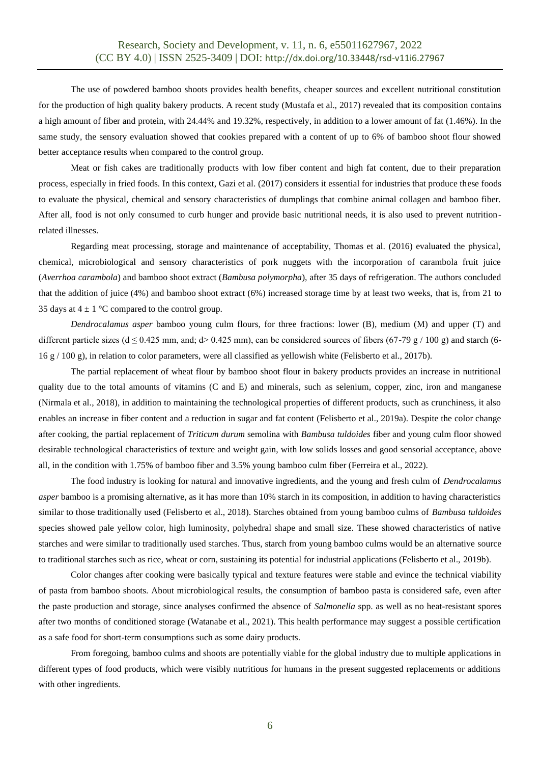The use of powdered bamboo shoots provides health benefits, cheaper sources and excellent nutritional constitution for the production of high quality bakery products. A recent study (Mustafa et al., 2017) revealed that its composition contains a high amount of fiber and protein, with 24.44% and 19.32%, respectively, in addition to a lower amount of fat (1.46%). In the same study, the sensory evaluation showed that cookies prepared with a content of up to 6% of bamboo shoot flour showed better acceptance results when compared to the control group.

Meat or fish cakes are traditionally products with low fiber content and high fat content, due to their preparation process, especially in fried foods. In this context, Gazi et al. (2017) considers it essential for industries that produce these foods to evaluate the physical, chemical and sensory characteristics of dumplings that combine animal collagen and bamboo fiber. After all, food is not only consumed to curb hunger and provide basic nutritional needs, it is also used to prevent nutrition-related illnesses.

Regarding meat processing, storage and maintenance of acceptability, Thomas et al. (2016) evaluated the physical, chemical, microbiological and sensory characteristics of pork nuggets with the incorporation of carambola fruit juice (*Averrhoa carambola*) and bamboo shoot extract (*Bambusa polymorpha*), after 35 days of refrigeration. The authors concluded that the addition of juice (4%) and bamboo shoot extract (6%) increased storage time by at least two weeks, that is, from 21 to 35 days at $4 \pm 1$ °C compared to the control group.

*Dendrocalamus asper* bamboo young culm flours, for three fractions: lower (B), medium (M) and upper (T) and different particle sizes ($d \leq 0.425$ mm, and; $d > 0.425$ mm), can be considered sources of fibers (67-79 g / 100 g) and starch (6-16 g / 100 g), in relation to color parameters, were all classified as yellowish white (Felisberto et al., 2017b).

The partial replacement of wheat flour by bamboo shoot flour in bakery products provides an increase in nutritional quality due to the total amounts of vitamins (C and E) and minerals, such as selenium, copper, zinc, iron and manganese (Nirmala et al., 2018), in addition to maintaining the technological properties of different products, such as crunchiness, it also enables an increase in fiber content and a reduction in sugar and fat content (Felisberto et al., 2019a). Despite the color change after cooking, the partial replacement of *Triticum durum* semolina with *Bambusa tuldoides* fiber and young culm floor showed desirable technological characteristics of texture and weight gain, with low solids losses and good sensorial acceptance, above all, in the condition with 1.75% of bamboo fiber and 3.5% young bamboo culm fiber (Ferreira et al., 2022).

The food industry is looking for natural and innovative ingredients, and the young and fresh culm of *Dendrocalamus asper* bamboo is a promising alternative, as it has more than 10% starch in its composition, in addition to having characteristics similar to those traditionally used (Felisberto et al., 2018). Starches obtained from young bamboo culms of *Bambusa tuldoides* species showed pale yellow color, high luminosity, polyhedral shape and small size. These showed characteristics of native starches and were similar to traditionally used starches. Thus, starch from young bamboo culms would be an alternative source to traditional starches such as rice, wheat or corn, sustaining its potential for industrial applications (Felisberto et al., 2019b).

Color changes after cooking were basically typical and texture features were stable and evince the technical viability of pasta from bamboo shoots. About microbiological results, the consumption of bamboo pasta is considered safe, even after the paste production and storage, since analyses confirmed the absence of *Salmonella* spp. as well as no heat-resistant spores after two months of conditioned storage (Watanabe et al., 2021). This health performance may suggest a possible certification as a safe food for short-term consumptions such as some dairy products.

From foregoing, bamboo culms and shoots are potentially viable for the global industry due to multiple applications in different types of food products, which were visibly nutritious for humans in the present suggested replacements or additions with other ingredients.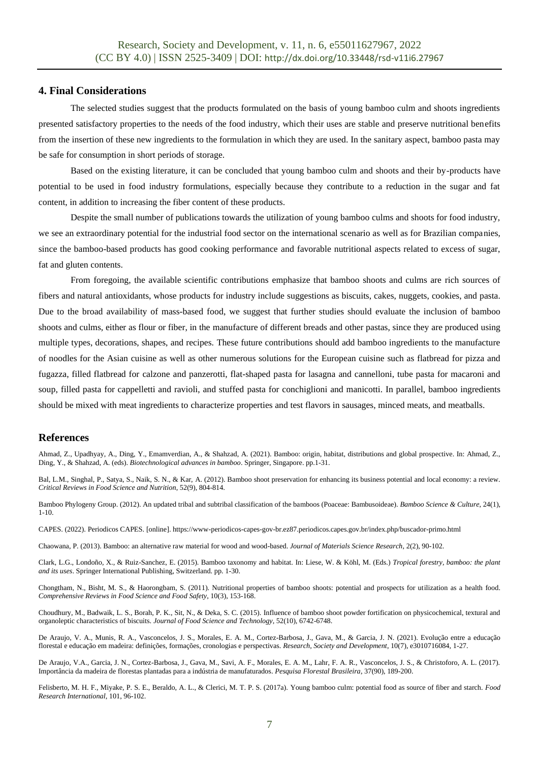## 4. Final Considerations

The selected studies suggest that the products formulated on the basis of young bamboo culm and shoots ingredients presented satisfactory properties to the needs of the food industry, which their uses are stable and preserve nutritional benefits from the insertion of these new ingredients to the formulation in which they are used. In the sanitary aspect, bamboo pasta may be safe for consumption in short periods of storage.

Based on the existing literature, it can be concluded that young bamboo culm and shoots and their by-products have potential to be used in food industry formulations, especially because they contribute to a reduction in the sugar and fat content, in addition to increasing the fiber content of these products.

Despite the small number of publications towards the utilization of young bamboo culms and shoots for food industry, we see an extraordinary potential for the industrial food sector on the international scenario as well as for Brazilian companies, since the bamboo-based products has good cooking performance and favorable nutritional aspects related to excess of sugar, fat and gluten contents.

From foregoing, the available scientific contributions emphasize that bamboo shoots and culms are rich sources of fibers and natural antioxidants, whose products for industry include suggestions as biscuits, cakes, nuggets, cookies, and pasta. Due to the broad availability of mass-based food, we suggest that further studies should evaluate the inclusion of bamboo shoots and culms, either as flour or fiber, in the manufacture of different breads and other pastas, since they are produced using multiple types, decorations, shapes, and recipes. These future contributions should add bamboo ingredients to the manufacture of noodles for the Asian cuisine as well as other numerous solutions for the European cuisine such as flatbread for pizza and fugazza, filled flatbread for calzone and panzerotti, flat-shaped pasta for lasagna and cannelloni, tube pasta for macaroni and soup, filled pasta for cappelletti and ravioli, and stuffed pasta for conchiglioni and manicotti. In parallel, bamboo ingredients should be mixed with meat ingredients to characterize properties and test flavors in sausages, minced meats, and meatballs.

## References

Ahmad, Z., Upadhyay, A., Ding, Y., Emamverdian, A., & Shahzad, A. (2021). Bamboo: origin, habitat, distributions and global prospective. In: Ahmad, Z., Ding, Y., & Shahzad, A. (eds). *Biotechnological advances in bamboo*. Springer, Singapore. pp.1-31.

Bal, L.M., Singhal, P., Satya, S., Naik, S. N., & Kar, A. (2012). Bamboo shoot preservation for enhancing its business potential and local economy: a review. *Critical Reviews in Food Science and Nutrition*, 52(9), 804-814.

Bamboo Phylogeny Group. (2012). An updated tribal and subtribal classification of the bamboos (Poaceae: Bambusoideae). *Bamboo Science & Culture*, 24(1), 1-10.

CAPES. (2022). Periodicos CAPES. [online]. https://www-periodicos-capes-gov-br.ez87.periodicos.capes.gov.br/index.php/buscador-primo.html

Chaowana, P. (2013). Bamboo: an alternative raw material for wood and wood-based. *Journal of Materials Science Research*, 2(2), 90-102.

Clark, L.G., Londoño, X., & Ruiz-Sanchez, E. (2015). Bamboo taxonomy and habitat. In: Liese, W. & Köhl, M. (Eds.) *Tropical forestry, bamboo: the plant and its uses*. Springer International Publishing, Switzerland. pp. 1-30.

Chongtham, N., Bisht, M. S., & Haorongbam, S. (2011). Nutritional properties of bamboo shoots: potential and prospects for utilization as a health food. *Comprehensive Reviews in Food Science and Food Safety*, 10(3), 153-168.

Choudhury, M., Badwaik, L. S., Borah, P. K., Sit, N., & Deka, S. C. (2015). Influence of bamboo shoot powder fortification on physicochemical, textural and organoleptic characteristics of biscuits. *Journal of Food Science and Technology*, 52(10), 6742-6748.

De Araujo, V. A., Munis, R. A., Vasconcelos, J. S., Morales, E. A. M., Cortez-Barbosa, J., Gava, M., & Garcia, J. N. (2021). Evolução entre a educação florestal e educação em madeira: definições, formações, cronologias e perspectivas. *Research, Society and Development*, 10(7), e3010716084, 1-27.

De Araujo, V.A., Garcia, J. N., Cortez-Barbosa, J., Gava, M., Savi, A. F., Morales, E. A. M., Lahr, F. A. R., Vasconcelos, J. S., & Christoforo, A. L. (2017). Importância da madeira de florestas plantadas para a indústria de manufaturados. *Pesquisa Florestal Brasileira*, 37(90), 189-200.

Felisberto, M. H. F., Miyake, P. S. E., Beraldo, A. L., & Clerici, M. T. P. S. (2017a). Young bamboo culm: potential food as source of fiber and starch. *Food Research International*, 101, 96-102.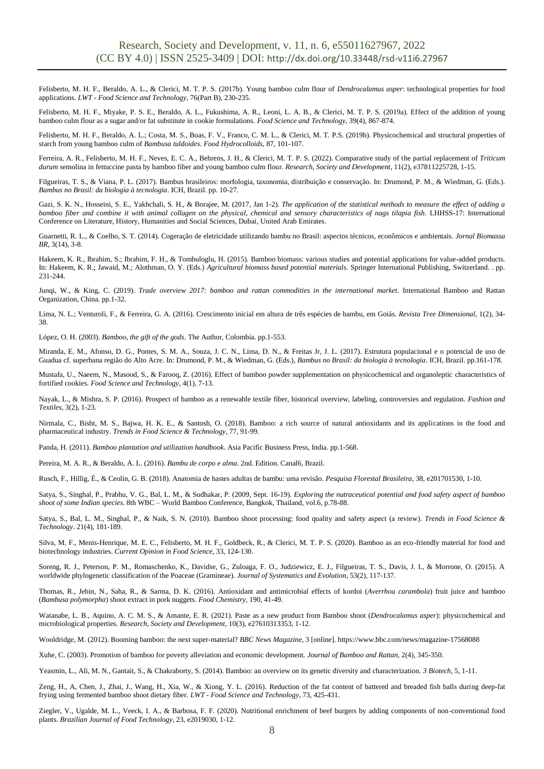Felisberto, M. H. F., Beraldo, A. L., & Clerici, M. T. P. S. (2017b). Young bamboo culm flour of *Dendrocalamus asper*: technological properties for food applications. *LWT - Food Science and Technology*, 76(Part B), 230-235.

Felisberto, M. H. F., Miyake, P. S. E., Beraldo, A. L., Fukushima, A. R., Leoni, L. A. B., & Clerici, M. T. P. S. (2019a). Effect of the addition of young bamboo culm flour as a sugar and/or fat substitute in cookie formulations. *Food Science and Technology*, 39(4), 867-874.

Felisberto, M. H. F., Beraldo, A. L.; Costa, M. S., Boas, F. V., Franco, C. M. L., & Clerici, M. T. P.S. (2019b). Physicochemical and structural properties of starch from young bamboo culm of *Bambusa tuldoides*. *Food Hydrocolloids*, 87, 101-107.

Ferreira, A. R., Felisberto, M. H. F., Neves, E. C. A., Behrens, J. H., & Clerici, M. T. P. S. (2022). Comparative study of the partial replacement of *Triticum durum* semolina in fettuccine pasta by bamboo fiber and young bamboo culm flour. *Research, Society and Development*, 11(2), e37811225728, 1-15.

Filgueiras, T. S., & Viana, P. L. (2017). Bambus brasileiros: morfologia, taxonomia, distribuição e conservação. In: Drumond, P. M., & Wiedman, G. (Eds.). *Bambus no Brasil: da biologia à tecnologia*. ICH, Brazil. pp. 10-27.

Gazi, S. K. N., Hosseini, S. E., Yakhchali, S. H., & Borajee, M. (2017, Jan 1-2). *The application of the statistical methods to measure the effect of adding a bamboo fiber and combine it with animal collagen on the physical, chemical and sensory characteristics of nags tilapia fish*. LHHSS-17: International Conference on Literature, History, Humanities and Social Sciences, Dubai, United Arab Emirates.

Guarnetti, R. L., & Coelho, S. T. (2014). Cogeração de eletricidade utilizando bambu no Brasil: aspectos técnicos, econômicos e ambientais. *Jornal Biomassa BR*, 3(14), 3-8.

Hakeem, K. R., Ibrahim, S.; Ibrahim, F. H., & Tombuloglu, H. (2015). Bamboo biomass: various studies and potential applications for value-added products. In: Hakeem, K. R.; Jawaid, M.; Alothman, O. Y. (Eds.) *Agricultural biomass based potential materials*. Springer International Publishing, Switzerland. . pp. 231-244.

Junqi, W., & King, C. (2019). *Trade overview 2017: bamboo and rattan commodities in the international market*. International Bamboo and Rattan Organization, China. pp.1-32.

Lima, N. L.; Venturoli, F., & Ferreira, G. A. (2016). Crescimento inicial em altura de três espécies de bambu, em Goiás. *Revista Tree Dimensional*, 1(2), 34-38.

López, O. H. (2003). *Bamboo, the gift of the gods*. The Author, Colombia. pp.1-553.

Miranda, E. M., Afonso, D. G., Pontes, S. M. A., Souza, J. C. N., Lima, D. N., & Freitas Jr, J. L. (2017). Estrutura populacional e o potencial de uso de Guadua cf. superbana região do Alto Acre. In: Drumond, P. M., & Wiedman, G. (Eds.), *Bambus no Brasil: da biologia à tecnologia*. ICH, Brazil. pp.161-178.

Mustafa, U., Naeem, N., Masood, S., & Farooq, Z. (2016). Effect of bamboo powder supplementation on physicochemical and organoleptic characteristics of fortified cookies. *Food Science and Technology*, 4(1), 7-13.

Nayak, L., & Mishra, S. P. (2016). Prospect of bamboo as a renewable textile fiber, historical overview, labeling, controversies and regulation. *Fashion and Textiles*, 3(2), 1-23.

Nirmala, C., Bisht, M. S., Bajwa, H. K. E., & Santosh, O. (2018). Bamboo: a rich source of natural antioxidants and its applications in the food and pharmaceutical industry. *Trends in Food Science & Technology*, 77, 91-99.

Panda, H. (2011). *Bamboo plantation and utilization handbook*. Asia Pacific Business Press, India. pp.1-568.

Pereira, M. A. R., & Beraldo, A. L. (2016). *Bambu de corpo e alma*. 2nd. Edition. Canal6, Brazil.

Rusch, F., Hillig, É., & Ceolin, G. B. (2018). Anatomia de hastes adultas de bambu: uma revisão. *Pesquisa Florestal Brasileira*, 38, e201701530, 1-10.

Satya, S., Singhal, P., Prabhu, V. G., Bal, L. M., & Sudhakar, P. (2009, Sept. 16-19). *Exploring the nutraceutical potential and food safety aspect of bamboo shoot of some Indian species*. 8th WBC – World Bamboo Conference, Bangkok, Thailand, vol.6, p.78-88.

Satya, S., Bal, L. M., Singhal, P., & Naik, S. N. (2010). Bamboo shoot processing: food quality and safety aspect (a review). *Trends in Food Science & Technology*. 21(4), 181-189.

Silva, M. F., Menis-Henrique, M. E. C., Felisberto, M. H. F., Goldbeck, R., & Clerici, M. T. P. S. (2020). Bamboo as an eco-friendly material for food and biotechnology industries. *Current Opinion in Food Science*, 33, 124-130.

Soreng, R. J., Peterson, P. M., Romaschenko, K., Davidse, G., Zuloaga, F. O., Judziewicz, E. J., Filgueiras, T. S., Davis, J. I., & Morrone, O. (2015). A worldwide phylogenetic classification of the Poaceae (Gramineae). *Journal of Systematics and Evolution*, 53(2), 117-137.

Thomas, R., Jebin, N., Saha, R., & Sarma, D. K. (2016). Antioxidant and antimicrobial effects of kordoi (*Averrhoa carambola*) fruit juice and bamboo (*Bambusa polymorpha*) shoot extract in pork nuggets. *Food Chemistry*, 190, 41-49.

Watanabe, L. B., Aquino, A. C. M. S., & Amante, E. R. (2021). Paste as a new product from Bamboo shoot (*Dendrocalamus asper*): physicochemical and microbiological properties. *Research, Society and Development*, 10(3), e27610313353, 1-12.

Wooldridge, M. (2012). Booming bamboo: the next super-material? *BBC News Magazine*, 3 [online]. https://www.bbc.com/news/magazine-17568088

Xuhe, C. (2003). Promotion of bamboo for poverty alleviation and economic development. *Journal of Bamboo and Rattan*, 2(4), 345-350.

Yeasmin, L., Ali, M. N., Gantait, S., & Chakraborty, S. (2014). Bamboo: an overview on its genetic diversity and characterization. *3 Biotech*, 5, 1-11.

Zeng, H., A, Chen, J., Zhai, J., Wang, H., Xia, W., & Xiong, Y. L. (2016). Reduction of the fat content of battered and breaded fish balls during deep-fat frying using fermented bamboo shoot dietary fiber. *LWT - Food Science and Technology*, 73, 425-431.

Ziegler, V., Ugalde, M. L., Veeck, I. A., & Barbosa, F. F. (2020). Nutritional enrichment of beef burgers by adding components of non-conventional food plants. *Brazilian Journal of Food Technology*, 23, e2019030, 1-12.